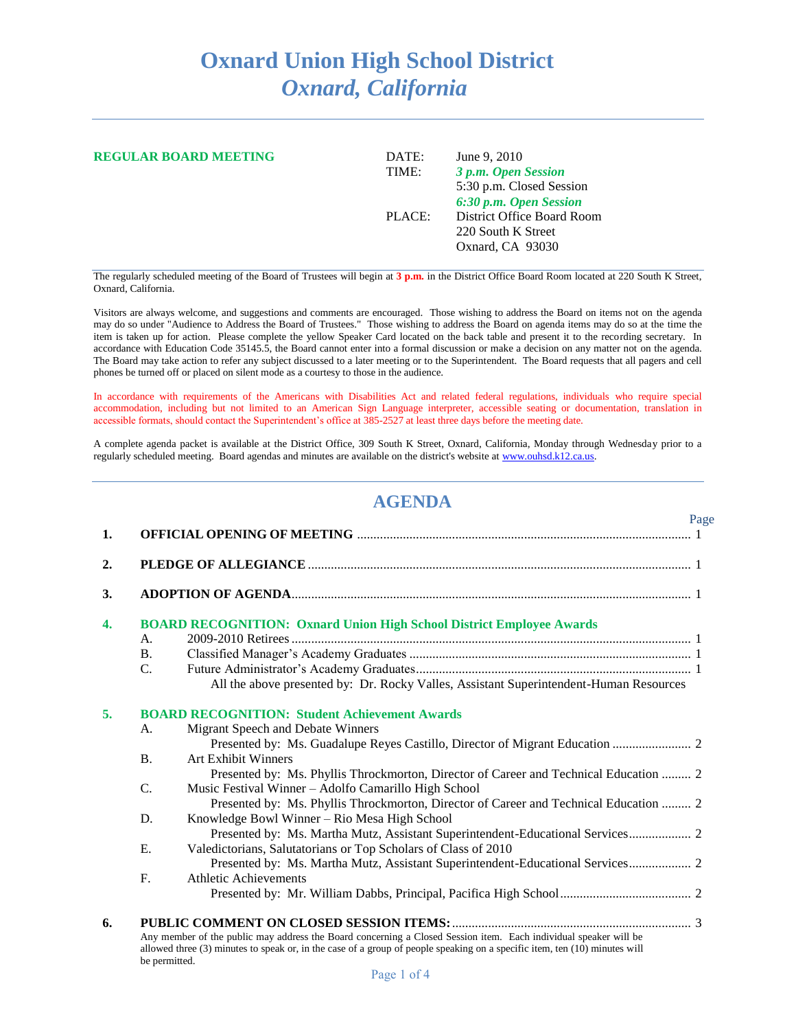# Oxnard Union High School District
## *Oxnard, California*

---

**REGULAR BOARD MEETING**

| | |
|---|---|
| DATE: | June 9, 2010 |
| TIME: | ***3 p.m. Open Session*** |
| | 5:30 p.m. Closed Session |
| | ***6:30 p.m. Open Session*** |
| PLACE: | District Office Board Room |
| | 220 South K Street |
| | Oxnard, CA 93030 |

---

The regularly scheduled meeting of the Board of Trustees will begin at **3 p.m.** in the District Office Board Room located at 220 South K Street, Oxnard, California.

Visitors are always welcome, and suggestions and comments are encouraged. Those wishing to address the Board on items not on the agenda may do so under "Audience to Address the Board of Trustees." Those wishing to address the Board on agenda items may do so at the time the item is taken up for action. Please complete the yellow Speaker Card located on the back table and present it to the recording secretary. In accordance with Education Code 35145.5, the Board cannot enter into a formal discussion or make a decision on any matter not on the agenda. The Board may take action to refer any subject discussed to a later meeting or to the Superintendent. The Board requests that all pagers and cell phones be turned off or placed on silent mode as a courtesy to those in the audience.

In accordance with requirements of the Americans with Disabilities Act and related federal regulations, individuals who require special accommodation, including but not limited to an American Sign Language interpreter, accessible seating or documentation, translation in accessible formats, should contact the Superintendent's office at 385-2527 at least three days before the meeting date.

A complete agenda packet is available at the District Office, 309 South K Street, Oxnard, California, Monday through Wednesday prior to a regularly scheduled meeting. Board agendas and minutes are available on the district's website at www.ouhsd.k12.ca.us.

---

## AGENDA

Page

**1. OFFICIAL OPENING OF MEETING** ..... 1

**2. PLEDGE OF ALLEGIANCE** ..... 1

**3. ADOPTION OF AGENDA** ..... 1

**4. BOARD RECOGNITION: Oxnard Union High School District Employee Awards**

- A. 2009-2010 Retirees ..... 1
- B. Classified Manager's Academy Graduates ..... 1
- C. Future Administrator's Academy Graduates ..... 1
  - All the above presented by: Dr. Rocky Valles, Assistant Superintendent-Human Resources

**5. BOARD RECOGNITION: Student Achievement Awards**

- A. Migrant Speech and Debate Winners
  - Presented by: Ms. Guadalupe Reyes Castillo, Director of Migrant Education ..... 2
- B. Art Exhibit Winners
  - Presented by: Ms. Phyllis Throckmorton, Director of Career and Technical Education ..... 2
- C. Music Festival Winner – Adolfo Camarillo High School
  - Presented by: Ms. Phyllis Throckmorton, Director of Career and Technical Education ..... 2
- D. Knowledge Bowl Winner – Rio Mesa High School
  - Presented by: Ms. Martha Mutz, Assistant Superintendent-Educational Services ..... 2
- E. Valedictorians, Salutatorians or Top Scholars of Class of 2010
  - Presented by: Ms. Martha Mutz, Assistant Superintendent-Educational Services ..... 2
- F. Athletic Achievements
  - Presented by: Mr. William Dabbs, Principal, Pacifica High School ..... 2

**6. PUBLIC COMMENT ON CLOSED SESSION ITEMS:** ..... 3

Any member of the public may address the Board concerning a Closed Session item. Each individual speaker will be allowed three (3) minutes to speak or, in the case of a group of people speaking on a specific item, ten (10) minutes will be permitted.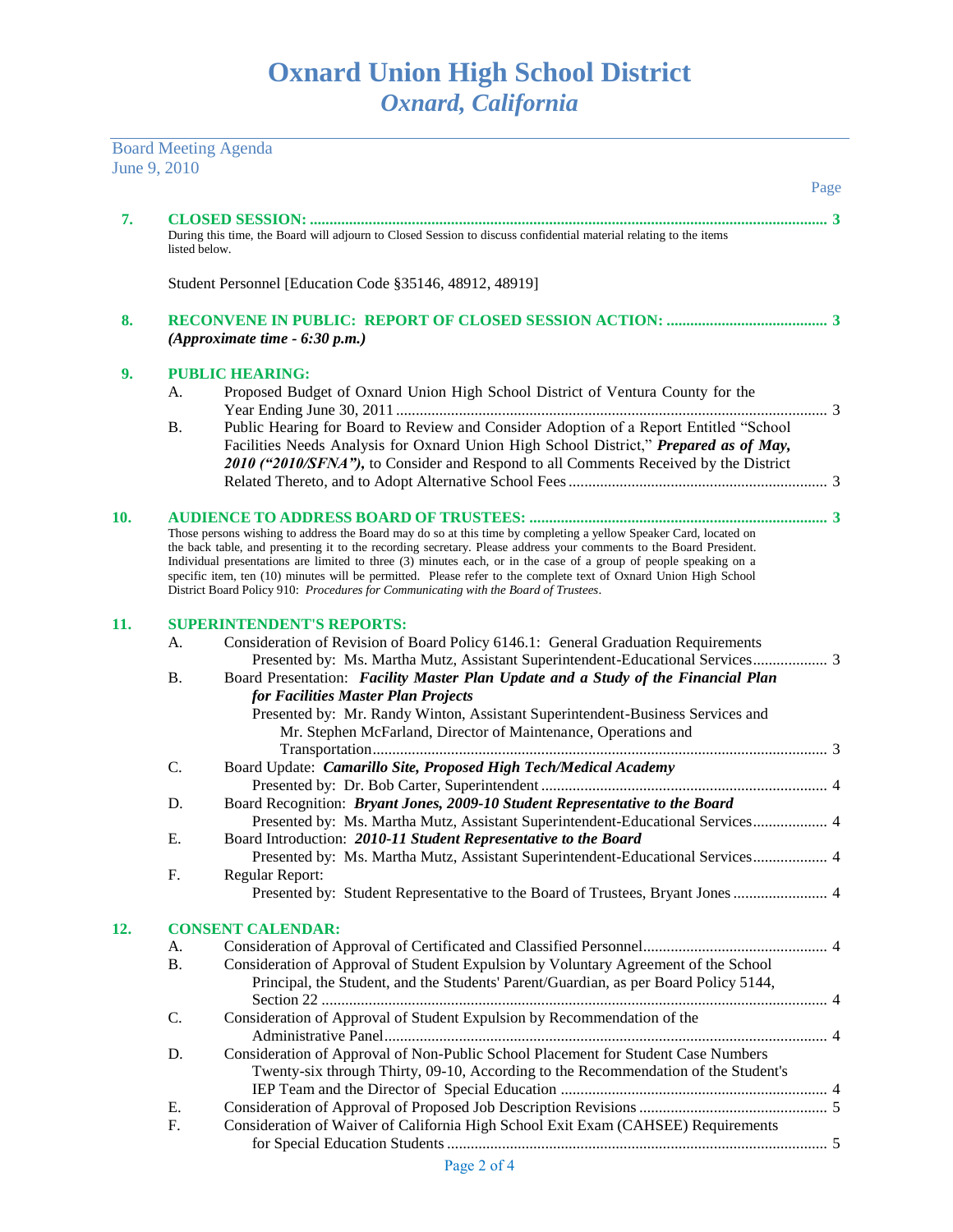# Oxnard Union High School District
## *Oxnard, California*

Board Meeting Agenda
June 9, 2010

Page

**7. CLOSED SESSION:** ........ 3

During this time, the Board will adjourn to Closed Session to discuss confidential material relating to the items listed below.

Student Personnel [Education Code §35146, 48912, 48919]

**8. RECONVENE IN PUBLIC: REPORT OF CLOSED SESSION ACTION:** ........ 3
***(Approximate time - 6:30 p.m.)***

**9. PUBLIC HEARING:**

- A. Proposed Budget of Oxnard Union High School District of Ventura County for the Year Ending June 30, 2011 ........ 3
- B. Public Hearing for Board to Review and Consider Adoption of a Report Entitled "School Facilities Needs Analysis for Oxnard Union High School District," ***Prepared as of May, 2010 ("2010/SFNA"),*** to Consider and Respond to all Comments Received by the District Related Thereto, and to Adopt Alternative School Fees ........ 3

**10. AUDIENCE TO ADDRESS BOARD OF TRUSTEES:** ........ 3

Those persons wishing to address the Board may do so at this time by completing a yellow Speaker Card, located on the back table, and presenting it to the recording secretary. Please address your comments to the Board President. Individual presentations are limited to three (3) minutes each, or in the case of a group of people speaking on a specific item, ten (10) minutes will be permitted. Please refer to the complete text of Oxnard Union High School District Board Policy 910: *Procedures for Communicating with the Board of Trustees*.

**11. SUPERINTENDENT'S REPORTS:**

- A. Consideration of Revision of Board Policy 6146.1: General Graduation Requirements
  Presented by: Ms. Martha Mutz, Assistant Superintendent-Educational Services ........ 3
- B. Board Presentation: ***Facility Master Plan Update and a Study of the Financial Plan for Facilities Master Plan Projects***
  Presented by: Mr. Randy Winton, Assistant Superintendent-Business Services and Mr. Stephen McFarland, Director of Maintenance, Operations and Transportation ........ 3
- C. Board Update: ***Camarillo Site, Proposed High Tech/Medical Academy***
  Presented by: Dr. Bob Carter, Superintendent ........ 4
- D. Board Recognition: ***Bryant Jones, 2009-10 Student Representative to the Board***
  Presented by: Ms. Martha Mutz, Assistant Superintendent-Educational Services ........ 4
- E. Board Introduction: ***2010-11 Student Representative to the Board***
  Presented by: Ms. Martha Mutz, Assistant Superintendent-Educational Services ........ 4
- F. Regular Report:
  Presented by: Student Representative to the Board of Trustees, Bryant Jones ........ 4

**12. CONSENT CALENDAR:**

- A. Consideration of Approval of Certificated and Classified Personnel ........ 4
- B. Consideration of Approval of Student Expulsion by Voluntary Agreement of the School Principal, the Student, and the Students' Parent/Guardian, as per Board Policy 5144, Section 22 ........ 4
- C. Consideration of Approval of Student Expulsion by Recommendation of the Administrative Panel ........ 4
- D. Consideration of Approval of Non-Public School Placement for Student Case Numbers Twenty-six through Thirty, 09-10, According to the Recommendation of the Student's IEP Team and the Director of Special Education ........ 4
- E. Consideration of Approval of Proposed Job Description Revisions ........ 5
- F. Consideration of Waiver of California High School Exit Exam (CAHSEE) Requirements for Special Education Students ........ 5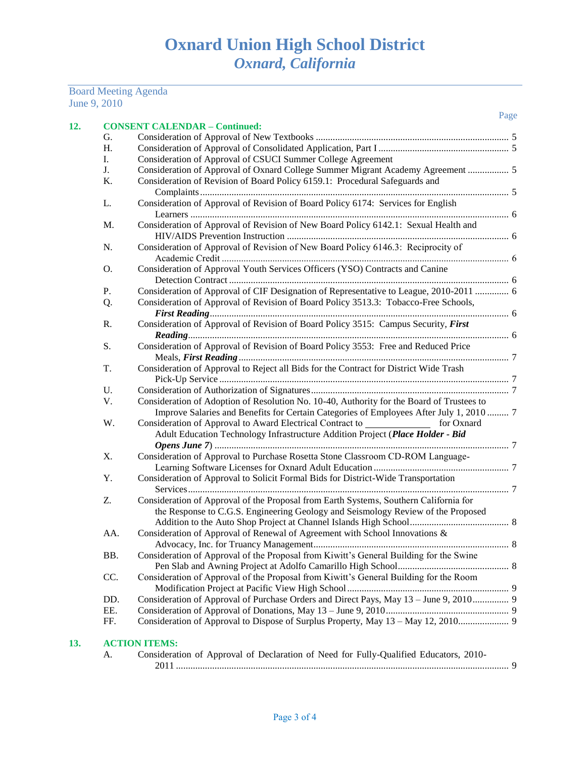# Oxnard Union High School District
## *Oxnard, California*

Board Meeting Agenda
June 9, 2010

Page

**12. CONSENT CALENDAR – Continued:**

- G. Consideration of Approval of New Textbooks ... 5
- H. Consideration of Approval of Consolidated Application, Part I ... 5
- I. Consideration of Approval of CSUCI Summer College Agreement
- J. Consideration of Approval of Oxnard College Summer Migrant Academy Agreement ... 5
- K. Consideration of Revision of Board Policy 6159.1: Procedural Safeguards and Complaints ... 5
- L. Consideration of Approval of Revision of Board Policy 6174: Services for English Learners ... 6
- M. Consideration of Approval of Revision of New Board Policy 6142.1: Sexual Health and HIV/AIDS Prevention Instruction ... 6
- N. Consideration of Approval of Revision of New Board Policy 6146.3: Reciprocity of Academic Credit ... 6
- O. Consideration of Approval Youth Services Officers (YSO) Contracts and Canine Detection Contract ... 6
- P. Consideration of Approval of CIF Designation of Representative to League, 2010-2011 ... 6
- Q. Consideration of Approval of Revision of Board Policy 3513.3: Tobacco-Free Schools, ***First Reading*** ... 6
- R. Consideration of Approval of Revision of Board Policy 3515: Campus Security, ***First Reading*** ... 6
- S. Consideration of Approval of Revision of Board Policy 3553: Free and Reduced Price Meals, ***First Reading*** ... 7
- T. Consideration of Approval to Reject all Bids for the Contract for District Wide Trash Pick-Up Service ... 7
- U. Consideration of Authorization of Signatures ... 7
- V. Consideration of Adoption of Resolution No. 10-40, Authority for the Board of Trustees to Improve Salaries and Benefits for Certain Categories of Employees After July 1, 2010 ... 7
- W. Consideration of Approval to Award Electrical Contract to ______________ for Oxnard Adult Education Technology Infrastructure Addition Project (***Place Holder - Bid Opens June 7***) ... 7
- X. Consideration of Approval to Purchase Rosetta Stone Classroom CD-ROM Language-Learning Software Licenses for Oxnard Adult Education ... 7
- Y. Consideration of Approval to Solicit Formal Bids for District-Wide Transportation Services ... 7
- Z. Consideration of Approval of the Proposal from Earth Systems, Southern California for the Response to C.G.S. Engineering Geology and Seismology Review of the Proposed Addition to the Auto Shop Project at Channel Islands High School ... 8
- AA. Consideration of Approval of Renewal of Agreement with School Innovations & Advocacy, Inc. for Truancy Management ... 8
- BB. Consideration of Approval of the Proposal from Kiwitt's General Building for the Swine Pen Slab and Awning Project at Adolfo Camarillo High School ... 8
- CC. Consideration of Approval of the Proposal from Kiwitt's General Building for the Room Modification Project at Pacific View High School ... 9
- DD. Consideration of Approval of Purchase Orders and Direct Pays, May 13 – June 9, 2010 ... 9
- EE. Consideration of Approval of Donations, May 13 – June 9, 2010 ... 9
- FF. Consideration of Approval to Dispose of Surplus Property, May 13 – May 12, 2010 ... 9

**13. ACTION ITEMS:**

- A. Consideration of Approval of Declaration of Need for Fully-Qualified Educators, 2010-2011 ... 9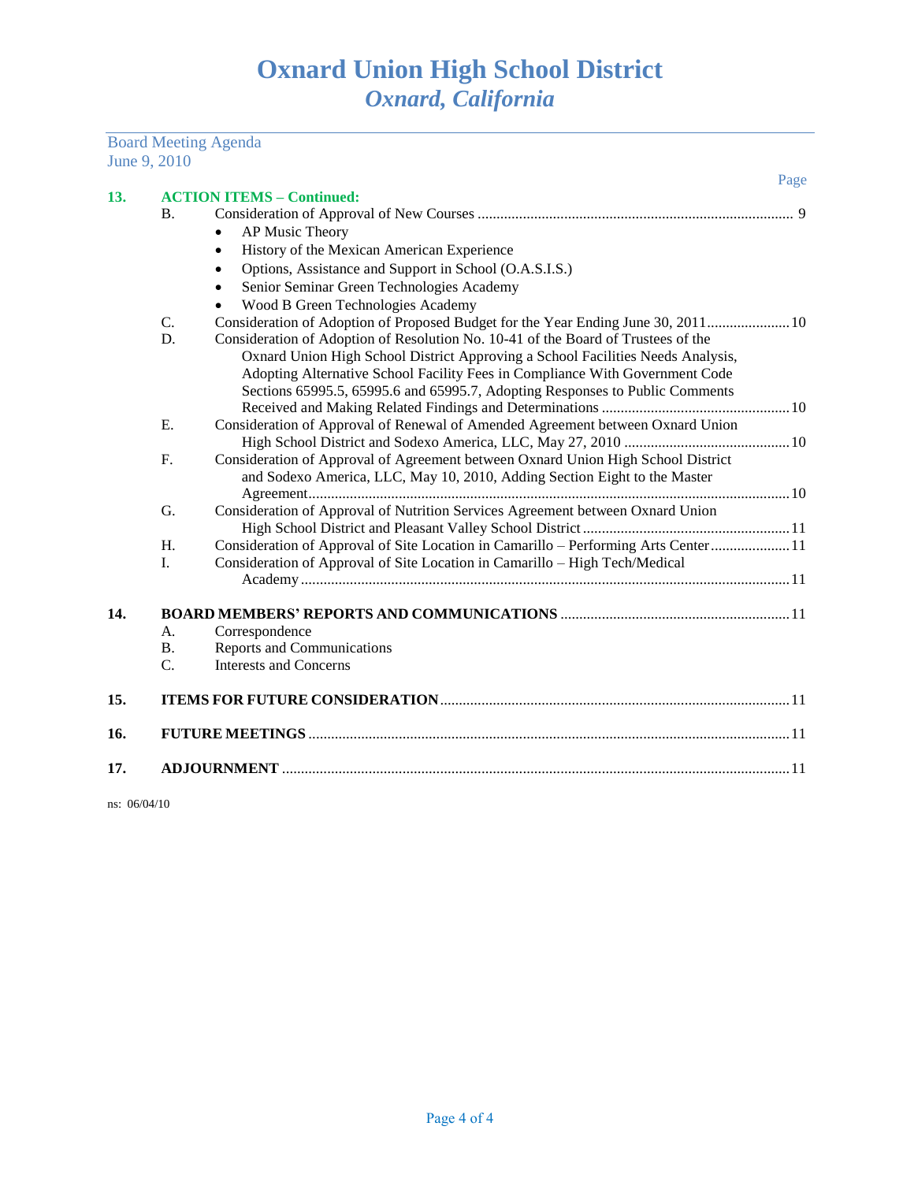# Oxnard Union High School District
## *Oxnard, California*

Board Meeting Agenda
June 9, 2010

Page

**13. ACTION ITEMS – Continued:**

B. Consideration of Approval of New Courses .................................................. 9
- AP Music Theory
- History of the Mexican American Experience
- Options, Assistance and Support in School (O.A.S.I.S.)
- Senior Seminar Green Technologies Academy
- Wood B Green Technologies Academy

C. Consideration of Adoption of Proposed Budget for the Year Ending June 30, 2011 .................. 10

D. Consideration of Adoption of Resolution No. 10-41 of the Board of Trustees of the Oxnard Union High School District Approving a School Facilities Needs Analysis, Adopting Alternative School Facility Fees in Compliance With Government Code Sections 65995.5, 65995.6 and 65995.7, Adopting Responses to Public Comments Received and Making Related Findings and Determinations .................. 10

E. Consideration of Approval of Renewal of Amended Agreement between Oxnard Union High School District and Sodexo America, LLC, May 27, 2010 .................. 10

F. Consideration of Approval of Agreement between Oxnard Union High School District and Sodexo America, LLC, May 10, 2010, Adding Section Eight to the Master Agreement .................. 10

G. Consideration of Approval of Nutrition Services Agreement between Oxnard Union High School District and Pleasant Valley School District .................. 11

H. Consideration of Approval of Site Location in Camarillo – Performing Arts Center .................. 11

I. Consideration of Approval of Site Location in Camarillo – High Tech/Medical Academy .................. 11

**14. BOARD MEMBERS' REPORTS AND COMMUNICATIONS** .................. 11

A. Correspondence
B. Reports and Communications
C. Interests and Concerns

**15. ITEMS FOR FUTURE CONSIDERATION** .................. 11

**16. FUTURE MEETINGS** .................. 11

**17. ADJOURNMENT** .................. 11

ns: 06/04/10